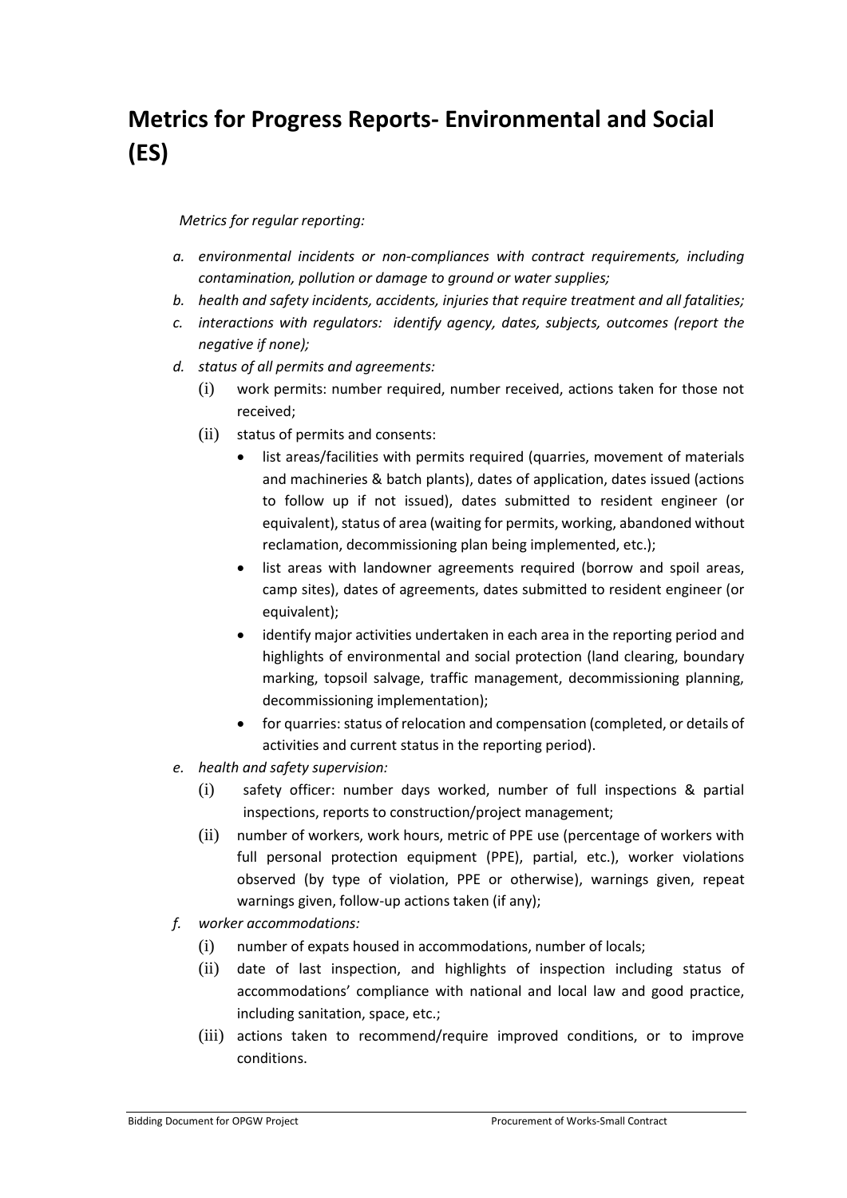# Metrics for Progress Reports- Environmental and Social (ES)

*Metrics for regular reporting:*

*a. environmental incidents or non-compliances with contract requirements, including contamination, pollution or damage to ground or water supplies;*

*b. health and safety incidents, accidents, injuries that require treatment and all fatalities;*

*c. interactions with regulators: identify agency, dates, subjects, outcomes (report the negative if none);*

*d. status of all permits and agreements:*

- (i) work permits: number required, number received, actions taken for those not received;
- (ii) status of permits and consents:
  - list areas/facilities with permits required (quarries, movement of materials and machineries & batch plants), dates of application, dates issued (actions to follow up if not issued), dates submitted to resident engineer (or equivalent), status of area (waiting for permits, working, abandoned without reclamation, decommissioning plan being implemented, etc.);
  - list areas with landowner agreements required (borrow and spoil areas, camp sites), dates of agreements, dates submitted to resident engineer (or equivalent);
  - identify major activities undertaken in each area in the reporting period and highlights of environmental and social protection (land clearing, boundary marking, topsoil salvage, traffic management, decommissioning planning, decommissioning implementation);
  - for quarries: status of relocation and compensation (completed, or details of activities and current status in the reporting period).

*e. health and safety supervision:*

- (i) safety officer: number days worked, number of full inspections & partial inspections, reports to construction/project management;
- (ii) number of workers, work hours, metric of PPE use (percentage of workers with full personal protection equipment (PPE), partial, etc.), worker violations observed (by type of violation, PPE or otherwise), warnings given, repeat warnings given, follow-up actions taken (if any);

*f. worker accommodations:*

- (i) number of expats housed in accommodations, number of locals;
- (ii) date of last inspection, and highlights of inspection including status of accommodations' compliance with national and local law and good practice, including sanitation, space, etc.;
- (iii) actions taken to recommend/require improved conditions, or to improve conditions.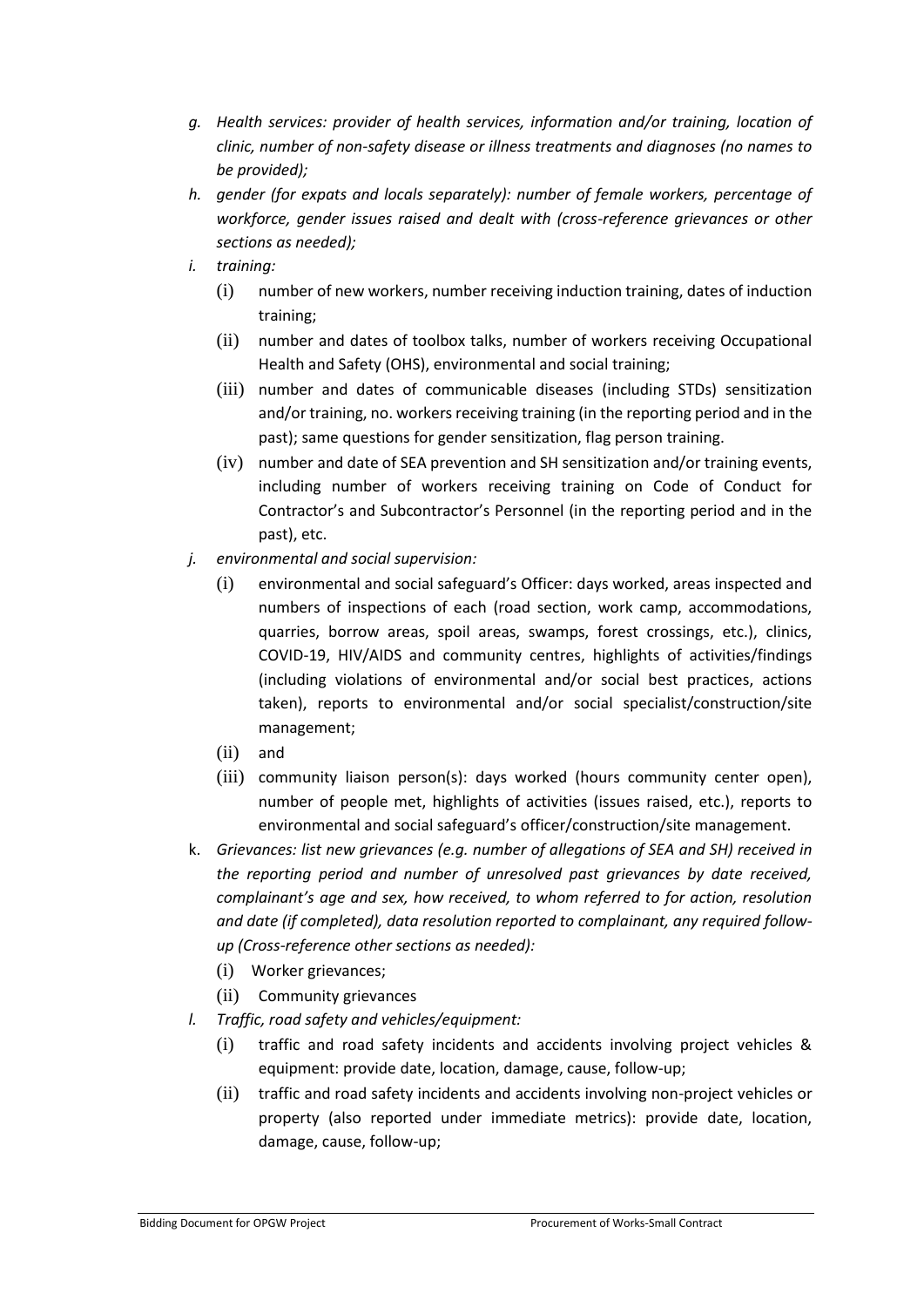- *g. Health services: provider of health services, information and/or training, location of clinic, number of non-safety disease or illness treatments and diagnoses (no names to be provided);*
- *h. gender (for expats and locals separately): number of female workers, percentage of workforce, gender issues raised and dealt with (cross-reference grievances or other sections as needed);*
- *i. training:*
  - (i) number of new workers, number receiving induction training, dates of induction training;
  - (ii) number and dates of toolbox talks, number of workers receiving Occupational Health and Safety (OHS), environmental and social training;
  - (iii) number and dates of communicable diseases (including STDs) sensitization and/or training, no. workers receiving training (in the reporting period and in the past); same questions for gender sensitization, flag person training.
  - (iv) number and date of SEA prevention and SH sensitization and/or training events, including number of workers receiving training on Code of Conduct for Contractor's and Subcontractor's Personnel (in the reporting period and in the past), etc.
- *j. environmental and social supervision:*
  - (i) environmental and social safeguard's Officer: days worked, areas inspected and numbers of inspections of each (road section, work camp, accommodations, quarries, borrow areas, spoil areas, swamps, forest crossings, etc.), clinics, COVID-19, HIV/AIDS and community centres, highlights of activities/findings (including violations of environmental and/or social best practices, actions taken), reports to environmental and/or social specialist/construction/site management;
  - (ii) and
  - (iii) community liaison person(s): days worked (hours community center open), number of people met, highlights of activities (issues raised, etc.), reports to environmental and social safeguard's officer/construction/site management.
- k. *Grievances: list new grievances (e.g. number of allegations of SEA and SH) received in the reporting period and number of unresolved past grievances by date received, complainant's age and sex, how received, to whom referred to for action, resolution and date (if completed), data resolution reported to complainant, any required follow-up (Cross-reference other sections as needed):*
  - (i) Worker grievances;
  - (ii) Community grievances
- *l. Traffic, road safety and vehicles/equipment:*
  - (i) traffic and road safety incidents and accidents involving project vehicles & equipment: provide date, location, damage, cause, follow-up;
  - (ii) traffic and road safety incidents and accidents involving non-project vehicles or property (also reported under immediate metrics): provide date, location, damage, cause, follow-up;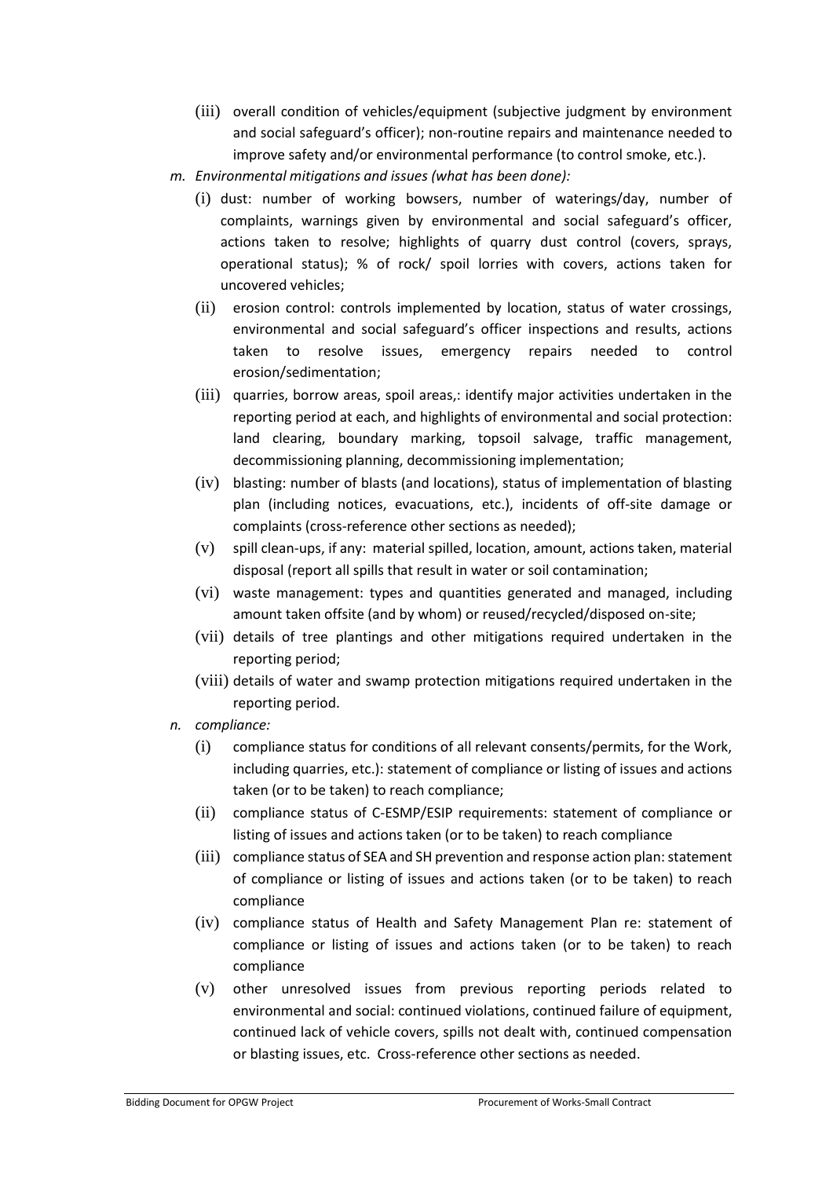(iii) overall condition of vehicles/equipment (subjective judgment by environment and social safeguard's officer); non-routine repairs and maintenance needed to improve safety and/or environmental performance (to control smoke, etc.).

*m. Environmental mitigations and issues (what has been done):*

(i) dust: number of working bowsers, number of waterings/day, number of complaints, warnings given by environmental and social safeguard's officer, actions taken to resolve; highlights of quarry dust control (covers, sprays, operational status); % of rock/ spoil lorries with covers, actions taken for uncovered vehicles;

(ii) erosion control: controls implemented by location, status of water crossings, environmental and social safeguard's officer inspections and results, actions taken to resolve issues, emergency repairs needed to control erosion/sedimentation;

(iii) quarries, borrow areas, spoil areas,: identify major activities undertaken in the reporting period at each, and highlights of environmental and social protection: land clearing, boundary marking, topsoil salvage, traffic management, decommissioning planning, decommissioning implementation;

(iv) blasting: number of blasts (and locations), status of implementation of blasting plan (including notices, evacuations, etc.), incidents of off-site damage or complaints (cross-reference other sections as needed);

(v) spill clean-ups, if any: material spilled, location, amount, actions taken, material disposal (report all spills that result in water or soil contamination;

(vi) waste management: types and quantities generated and managed, including amount taken offsite (and by whom) or reused/recycled/disposed on-site;

(vii) details of tree plantings and other mitigations required undertaken in the reporting period;

(viii) details of water and swamp protection mitigations required undertaken in the reporting period.

*n. compliance:*

(i) compliance status for conditions of all relevant consents/permits, for the Work, including quarries, etc.): statement of compliance or listing of issues and actions taken (or to be taken) to reach compliance;

(ii) compliance status of C-ESMP/ESIP requirements: statement of compliance or listing of issues and actions taken (or to be taken) to reach compliance

(iii) compliance status of SEA and SH prevention and response action plan: statement of compliance or listing of issues and actions taken (or to be taken) to reach compliance

(iv) compliance status of Health and Safety Management Plan re: statement of compliance or listing of issues and actions taken (or to be taken) to reach compliance

(v) other unresolved issues from previous reporting periods related to environmental and social: continued violations, continued failure of equipment, continued lack of vehicle covers, spills not dealt with, continued compensation or blasting issues, etc. Cross-reference other sections as needed.